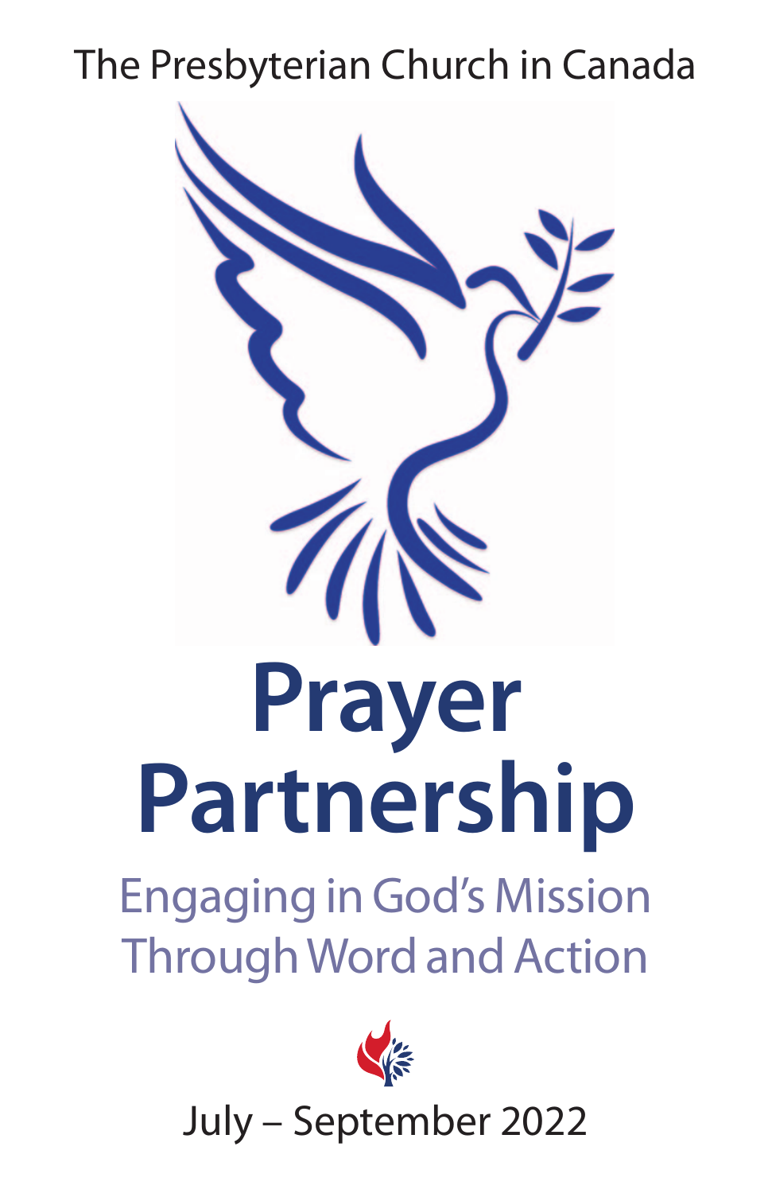The Presbyterian Church in Canada

# Prayer Partnership

## Engaging in God's Mission Through Word and Action

July – September 2022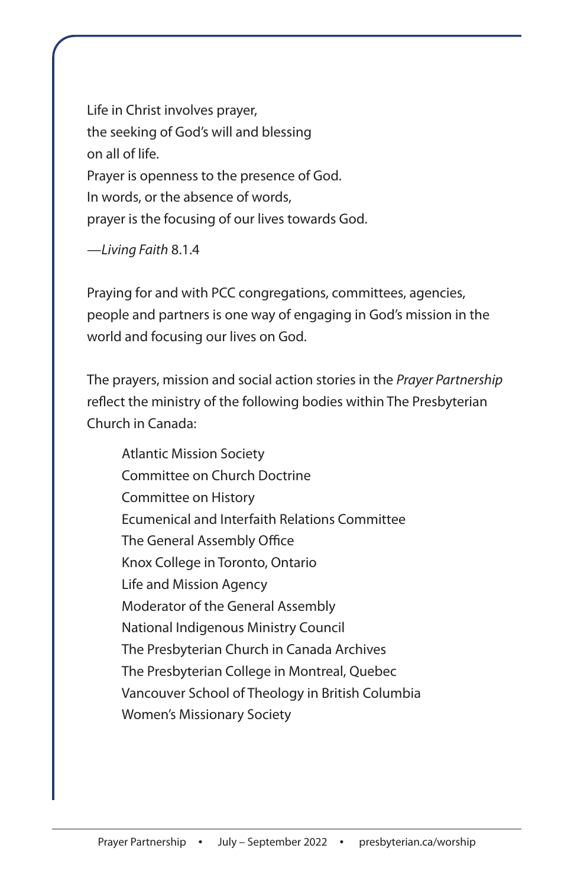Life in Christ involves prayer,
the seeking of God's will and blessing
on all of life.
Prayer is openness to the presence of God.
In words, or the absence of words,
prayer is the focusing of our lives towards God.

—*Living Faith* 8.1.4

Praying for and with PCC congregations, committees, agencies, people and partners is one way of engaging in God's mission in the world and focusing our lives on God.

The prayers, mission and social action stories in the *Prayer Partnership* reflect the ministry of the following bodies within The Presbyterian Church in Canada:

- Atlantic Mission Society
- Committee on Church Doctrine
- Committee on History
- Ecumenical and Interfaith Relations Committee
- The General Assembly Office
- Knox College in Toronto, Ontario
- Life and Mission Agency
- Moderator of the General Assembly
- National Indigenous Ministry Council
- The Presbyterian Church in Canada Archives
- The Presbyterian College in Montreal, Quebec
- Vancouver School of Theology in British Columbia
- Women's Missionary Society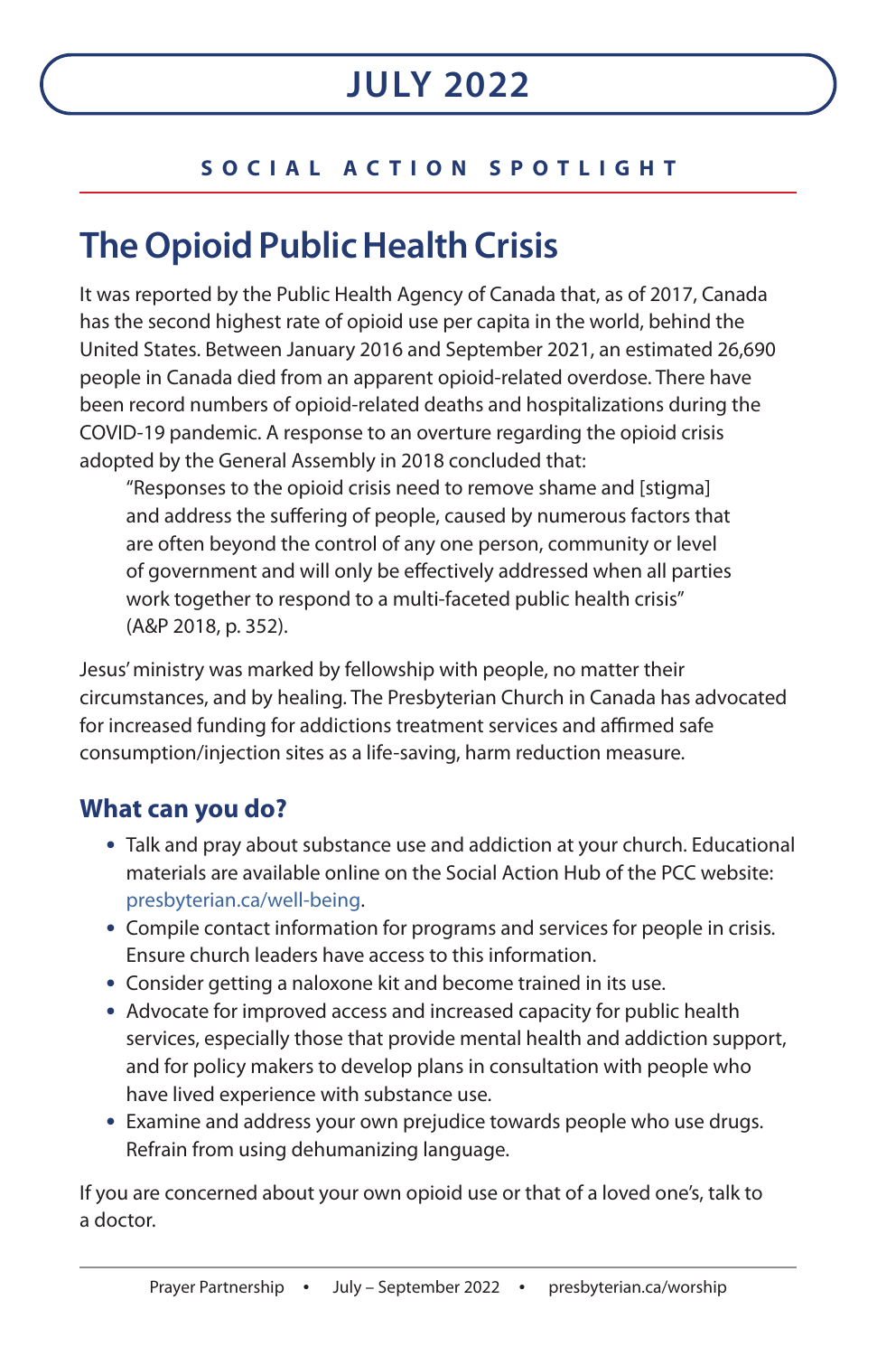# JULY 2022

**SOCIAL ACTION SPOTLIGHT**

## The Opioid Public Health Crisis

It was reported by the Public Health Agency of Canada that, as of 2017, Canada has the second highest rate of opioid use per capita in the world, behind the United States. Between January 2016 and September 2021, an estimated 26,690 people in Canada died from an apparent opioid-related overdose. There have been record numbers of opioid-related deaths and hospitalizations during the COVID-19 pandemic. A response to an overture regarding the opioid crisis adopted by the General Assembly in 2018 concluded that:

> "Responses to the opioid crisis need to remove shame and [stigma] and address the suffering of people, caused by numerous factors that are often beyond the control of any one person, community or level of government and will only be effectively addressed when all parties work together to respond to a multi-faceted public health crisis" (A&P 2018, p. 352).

Jesus' ministry was marked by fellowship with people, no matter their circumstances, and by healing. The Presbyterian Church in Canada has advocated for increased funding for addictions treatment services and affirmed safe consumption/injection sites as a life-saving, harm reduction measure.

### What can you do?

- Talk and pray about substance use and addiction at your church. Educational materials are available online on the Social Action Hub of the PCC website: presbyterian.ca/well-being.
- Compile contact information for programs and services for people in crisis. Ensure church leaders have access to this information.
- Consider getting a naloxone kit and become trained in its use.
- Advocate for improved access and increased capacity for public health services, especially those that provide mental health and addiction support, and for policy makers to develop plans in consultation with people who have lived experience with substance use.
- Examine and address your own prejudice towards people who use drugs. Refrain from using dehumanizing language.

If you are concerned about your own opioid use or that of a loved one's, talk to a doctor.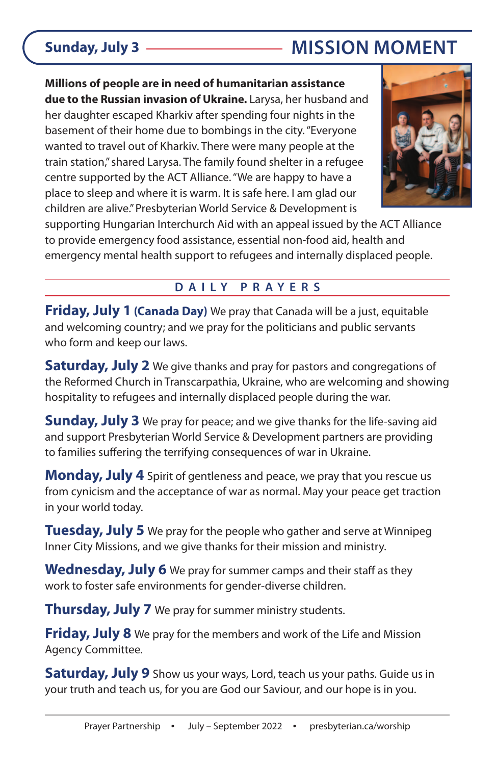**Sunday, July 3**

## MISSION MOMENT

**Millions of people are in need of humanitarian assistance due to the Russian invasion of Ukraine.** Larysa, her husband and her daughter escaped Kharkiv after spending four nights in the basement of their home due to bombings in the city. "Everyone wanted to travel out of Kharkiv. There were many people at the train station," shared Larysa. The family found shelter in a refugee centre supported by the ACT Alliance. "We are happy to have a place to sleep and where it is warm. It is safe here. I am glad our children are alive." Presbyterian World Service & Development is supporting Hungarian Interchurch Aid with an appeal issued by the ACT Alliance to provide emergency food assistance, essential non-food aid, health and emergency mental health support to refugees and internally displaced people.

## DAILY PRAYERS

**Friday, July 1 (Canada Day)** We pray that Canada will be a just, equitable and welcoming country; and we pray for the politicians and public servants who form and keep our laws.

**Saturday, July 2** We give thanks and pray for pastors and congregations of the Reformed Church in Transcarpathia, Ukraine, who are welcoming and showing hospitality to refugees and internally displaced people during the war.

**Sunday, July 3** We pray for peace; and we give thanks for the life-saving aid and support Presbyterian World Service & Development partners are providing to families suffering the terrifying consequences of war in Ukraine.

**Monday, July 4** Spirit of gentleness and peace, we pray that you rescue us from cynicism and the acceptance of war as normal. May your peace get traction in your world today.

**Tuesday, July 5** We pray for the people who gather and serve at Winnipeg Inner City Missions, and we give thanks for their mission and ministry.

**Wednesday, July 6** We pray for summer camps and their staff as they work to foster safe environments for gender-diverse children.

**Thursday, July 7** We pray for summer ministry students.

**Friday, July 8** We pray for the members and work of the Life and Mission Agency Committee.

**Saturday, July 9** Show us your ways, Lord, teach us your paths. Guide us in your truth and teach us, for you are God our Saviour, and our hope is in you.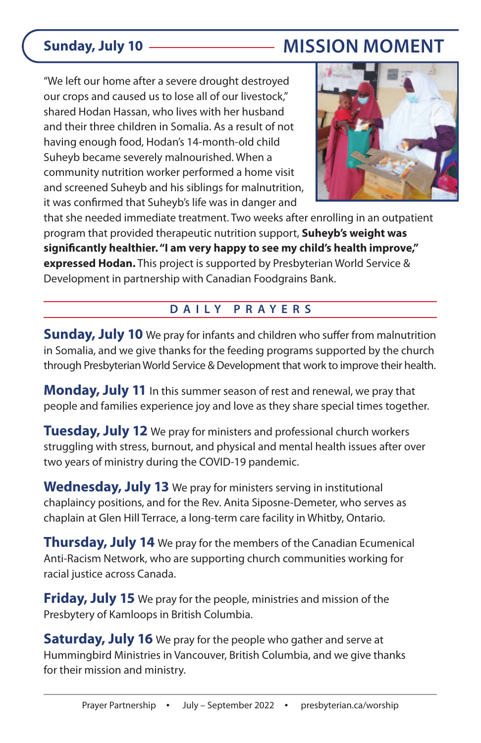**Sunday, July 10**

# MISSION MOMENT

"We left our home after a severe drought destroyed our crops and caused us to lose all of our livestock," shared Hodan Hassan, who lives with her husband and their three children in Somalia. As a result of not having enough food, Hodan's 14-month-old child Suheyb became severely malnourished. When a community nutrition worker performed a home visit and screened Suheyb and his siblings for malnutrition, it was confirmed that Suheyb's life was in danger and that she needed immediate treatment. Two weeks after enrolling in an outpatient program that provided therapeutic nutrition support, **Suheyb's weight was significantly healthier. "I am very happy to see my child's health improve," expressed Hodan.** This project is supported by Presbyterian World Service & Development in partnership with Canadian Foodgrains Bank.

## DAILY PRAYERS

**Sunday, July 10** We pray for infants and children who suffer from malnutrition in Somalia, and we give thanks for the feeding programs supported by the church through Presbyterian World Service & Development that work to improve their health.

**Monday, July 11** In this summer season of rest and renewal, we pray that people and families experience joy and love as they share special times together.

**Tuesday, July 12** We pray for ministers and professional church workers struggling with stress, burnout, and physical and mental health issues after over two years of ministry during the COVID-19 pandemic.

**Wednesday, July 13** We pray for ministers serving in institutional chaplaincy positions, and for the Rev. Anita Siposne-Demeter, who serves as chaplain at Glen Hill Terrace, a long-term care facility in Whitby, Ontario.

**Thursday, July 14** We pray for the members of the Canadian Ecumenical Anti-Racism Network, who are supporting church communities working for racial justice across Canada.

**Friday, July 15** We pray for the people, ministries and mission of the Presbytery of Kamloops in British Columbia.

**Saturday, July 16** We pray for the people who gather and serve at Hummingbird Ministries in Vancouver, British Columbia, and we give thanks for their mission and ministry.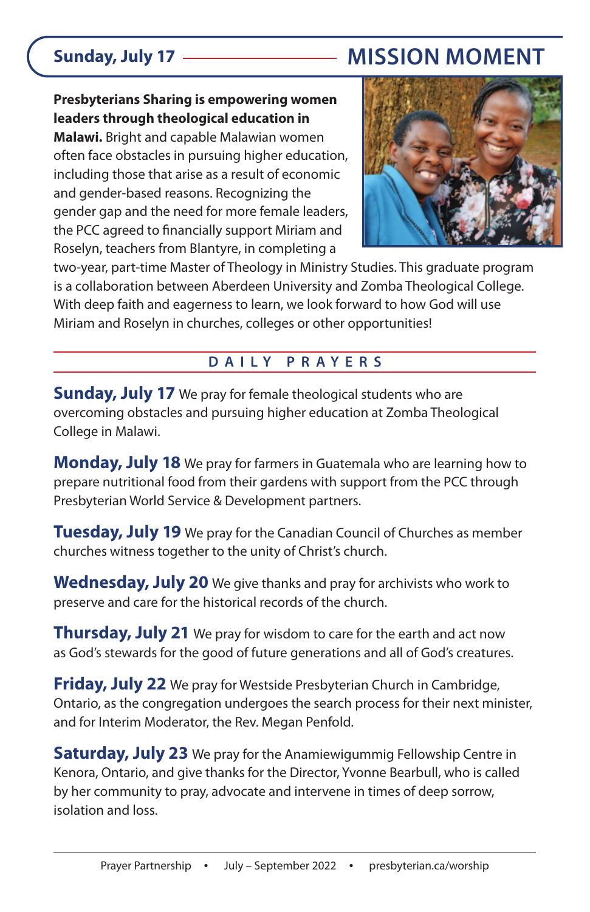## Sunday, July 17 — MISSION MOMENT

**Presbyterians Sharing is empowering women leaders through theological education in Malawi.** Bright and capable Malawian women often face obstacles in pursuing higher education, including those that arise as a result of economic and gender-based reasons. Recognizing the gender gap and the need for more female leaders, the PCC agreed to financially support Miriam and Roselyn, teachers from Blantyre, in completing a two-year, part-time Master of Theology in Ministry Studies. This graduate program is a collaboration between Aberdeen University and Zomba Theological College. With deep faith and eagerness to learn, we look forward to how God will use Miriam and Roselyn in churches, colleges or other opportunities!

## DAILY PRAYERS

**Sunday, July 17** We pray for female theological students who are overcoming obstacles and pursuing higher education at Zomba Theological College in Malawi.

**Monday, July 18** We pray for farmers in Guatemala who are learning how to prepare nutritional food from their gardens with support from the PCC through Presbyterian World Service & Development partners.

**Tuesday, July 19** We pray for the Canadian Council of Churches as member churches witness together to the unity of Christ's church.

**Wednesday, July 20** We give thanks and pray for archivists who work to preserve and care for the historical records of the church.

**Thursday, July 21** We pray for wisdom to care for the earth and act now as God's stewards for the good of future generations and all of God's creatures.

**Friday, July 22** We pray for Westside Presbyterian Church in Cambridge, Ontario, as the congregation undergoes the search process for their next minister, and for Interim Moderator, the Rev. Megan Penfold.

**Saturday, July 23** We pray for the Anamiewigummig Fellowship Centre in Kenora, Ontario, and give thanks for the Director, Yvonne Bearbull, who is called by her community to pray, advocate and intervene in times of deep sorrow, isolation and loss.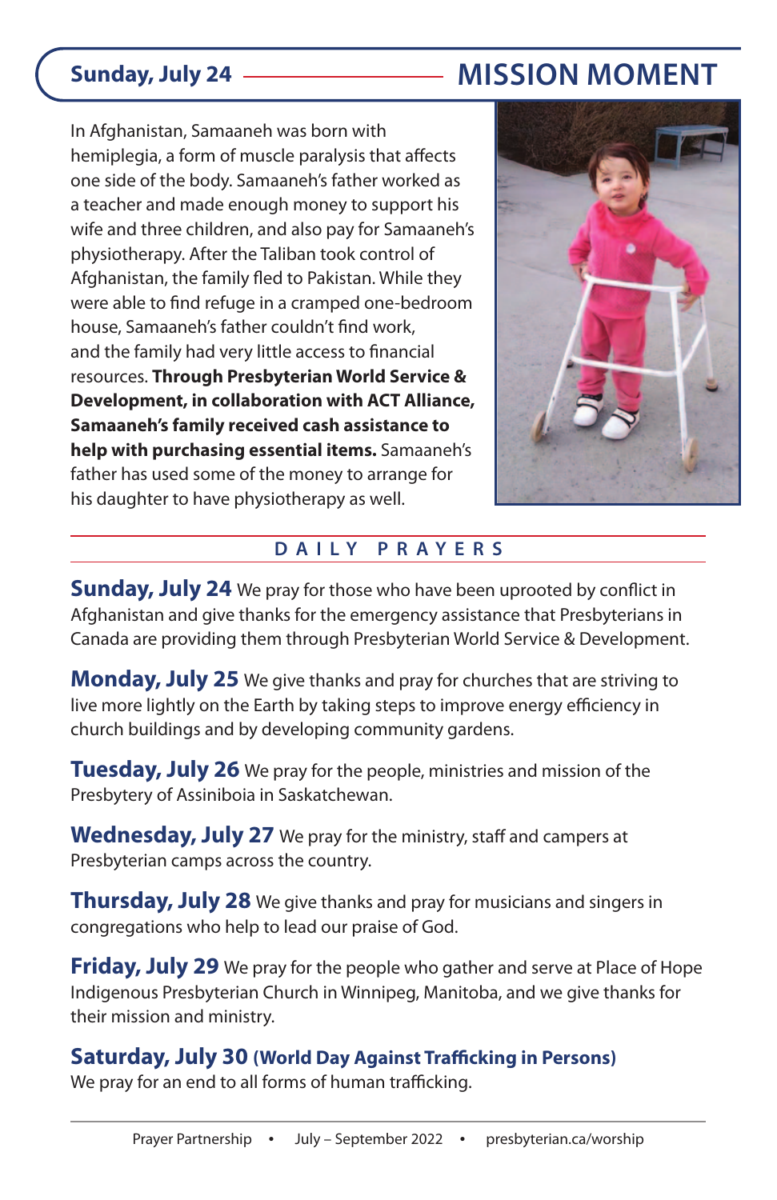## Sunday, July 24 — MISSION MOMENT

In Afghanistan, Samaaneh was born with hemiplegia, a form of muscle paralysis that affects one side of the body. Samaaneh's father worked as a teacher and made enough money to support his wife and three children, and also pay for Samaaneh's physiotherapy. After the Taliban took control of Afghanistan, the family fled to Pakistan. While they were able to find refuge in a cramped one-bedroom house, Samaaneh's father couldn't find work, and the family had very little access to financial resources. **Through Presbyterian World Service & Development, in collaboration with ACT Alliance, Samaaneh's family received cash assistance to help with purchasing essential items.** Samaaneh's father has used some of the money to arrange for his daughter to have physiotherapy as well.

## DAILY PRAYERS

**Sunday, July 24** We pray for those who have been uprooted by conflict in Afghanistan and give thanks for the emergency assistance that Presbyterians in Canada are providing them through Presbyterian World Service & Development.

**Monday, July 25** We give thanks and pray for churches that are striving to live more lightly on the Earth by taking steps to improve energy efficiency in church buildings and by developing community gardens.

**Tuesday, July 26** We pray for the people, ministries and mission of the Presbytery of Assiniboia in Saskatchewan.

**Wednesday, July 27** We pray for the ministry, staff and campers at Presbyterian camps across the country.

**Thursday, July 28** We give thanks and pray for musicians and singers in congregations who help to lead our praise of God.

**Friday, July 29** We pray for the people who gather and serve at Place of Hope Indigenous Presbyterian Church in Winnipeg, Manitoba, and we give thanks for their mission and ministry.

**Saturday, July 30 (World Day Against Trafficking in Persons)**
We pray for an end to all forms of human trafficking.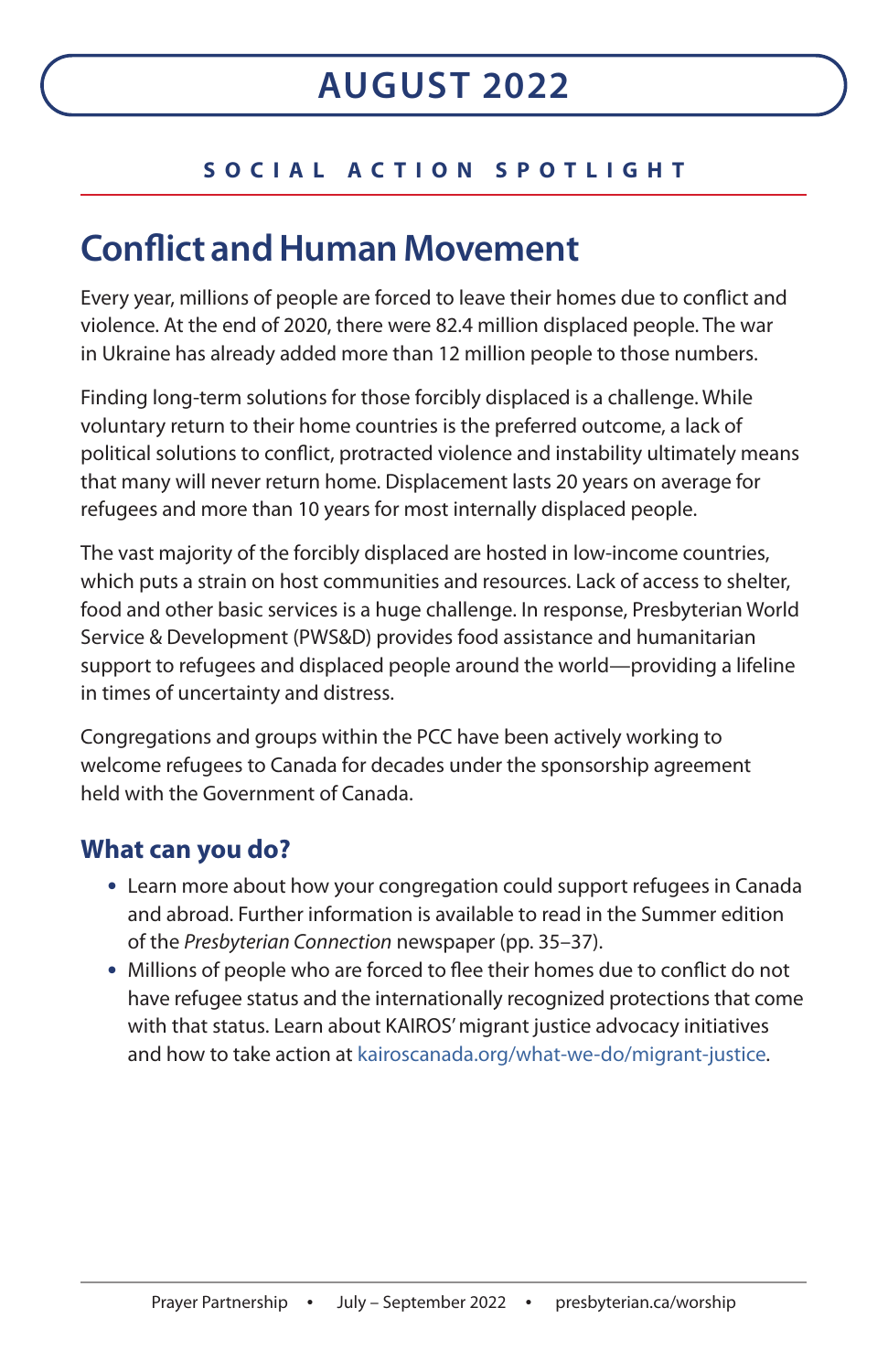# AUGUST 2022

**SOCIAL ACTION SPOTLIGHT**

## Conflict and Human Movement

Every year, millions of people are forced to leave their homes due to conflict and violence. At the end of 2020, there were 82.4 million displaced people. The war in Ukraine has already added more than 12 million people to those numbers.

Finding long-term solutions for those forcibly displaced is a challenge. While voluntary return to their home countries is the preferred outcome, a lack of political solutions to conflict, protracted violence and instability ultimately means that many will never return home. Displacement lasts 20 years on average for refugees and more than 10 years for most internally displaced people.

The vast majority of the forcibly displaced are hosted in low-income countries, which puts a strain on host communities and resources. Lack of access to shelter, food and other basic services is a huge challenge. In response, Presbyterian World Service & Development (PWS&D) provides food assistance and humanitarian support to refugees and displaced people around the world—providing a lifeline in times of uncertainty and distress.

Congregations and groups within the PCC have been actively working to welcome refugees to Canada for decades under the sponsorship agreement held with the Government of Canada.

### What can you do?

- Learn more about how your congregation could support refugees in Canada and abroad. Further information is available to read in the Summer edition of the *Presbyterian Connection* newspaper (pp. 35–37).
- Millions of people who are forced to flee their homes due to conflict do not have refugee status and the internationally recognized protections that come with that status. Learn about KAIROS' migrant justice advocacy initiatives and how to take action at kairoscanada.org/what-we-do/migrant-justice.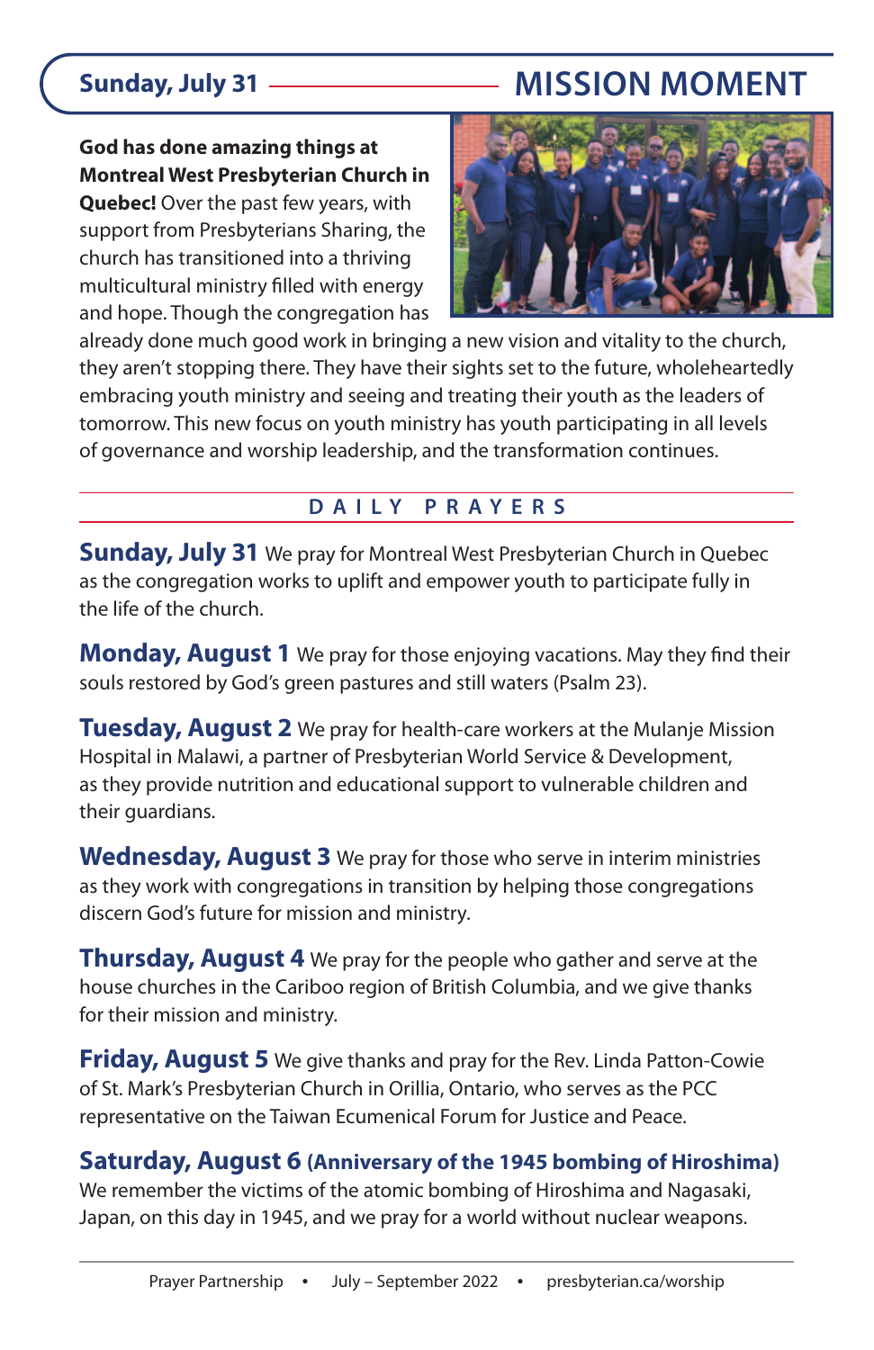**Sunday, July 31**

# MISSION MOMENT

**God has done amazing things at Montreal West Presbyterian Church in Quebec!** Over the past few years, with support from Presbyterians Sharing, the church has transitioned into a thriving multicultural ministry filled with energy and hope. Though the congregation has already done much good work in bringing a new vision and vitality to the church, they aren't stopping there. They have their sights set to the future, wholeheartedly embracing youth ministry and seeing and treating their youth as the leaders of tomorrow. This new focus on youth ministry has youth participating in all levels of governance and worship leadership, and the transformation continues.

## DAILY PRAYERS

**Sunday, July 31** We pray for Montreal West Presbyterian Church in Quebec as the congregation works to uplift and empower youth to participate fully in the life of the church.

**Monday, August 1** We pray for those enjoying vacations. May they find their souls restored by God's green pastures and still waters (Psalm 23).

**Tuesday, August 2** We pray for health-care workers at the Mulanje Mission Hospital in Malawi, a partner of Presbyterian World Service & Development, as they provide nutrition and educational support to vulnerable children and their guardians.

**Wednesday, August 3** We pray for those who serve in interim ministries as they work with congregations in transition by helping those congregations discern God's future for mission and ministry.

**Thursday, August 4** We pray for the people who gather and serve at the house churches in the Cariboo region of British Columbia, and we give thanks for their mission and ministry.

**Friday, August 5** We give thanks and pray for the Rev. Linda Patton-Cowie of St. Mark's Presbyterian Church in Orillia, Ontario, who serves as the PCC representative on the Taiwan Ecumenical Forum for Justice and Peace.

**Saturday, August 6 (Anniversary of the 1945 bombing of Hiroshima)**
We remember the victims of the atomic bombing of Hiroshima and Nagasaki, Japan, on this day in 1945, and we pray for a world without nuclear weapons.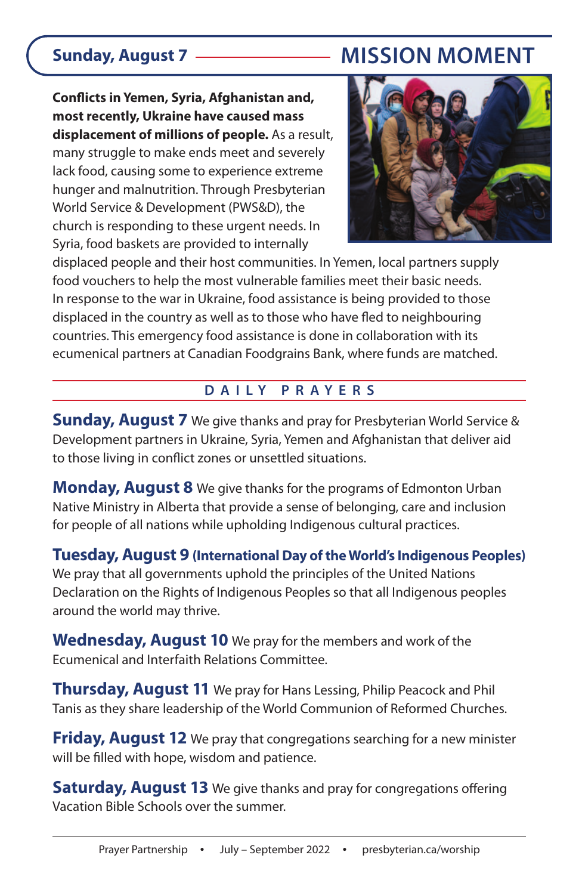## Sunday, August 7 — MISSION MOMENT

**Conflicts in Yemen, Syria, Afghanistan and, most recently, Ukraine have caused mass displacement of millions of people.** As a result, many struggle to make ends meet and severely lack food, causing some to experience extreme hunger and malnutrition. Through Presbyterian World Service & Development (PWS&D), the church is responding to these urgent needs. In Syria, food baskets are provided to internally displaced people and their host communities. In Yemen, local partners supply food vouchers to help the most vulnerable families meet their basic needs. In response to the war in Ukraine, food assistance is being provided to those displaced in the country as well as to those who have fled to neighbouring countries. This emergency food assistance is done in collaboration with its ecumenical partners at Canadian Foodgrains Bank, where funds are matched.

## DAILY PRAYERS

**Sunday, August 7** We give thanks and pray for Presbyterian World Service & Development partners in Ukraine, Syria, Yemen and Afghanistan that deliver aid to those living in conflict zones or unsettled situations.

**Monday, August 8** We give thanks for the programs of Edmonton Urban Native Ministry in Alberta that provide a sense of belonging, care and inclusion for people of all nations while upholding Indigenous cultural practices.

**Tuesday, August 9 (International Day of the World's Indigenous Peoples)** We pray that all governments uphold the principles of the United Nations Declaration on the Rights of Indigenous Peoples so that all Indigenous peoples around the world may thrive.

**Wednesday, August 10** We pray for the members and work of the Ecumenical and Interfaith Relations Committee.

**Thursday, August 11** We pray for Hans Lessing, Philip Peacock and Phil Tanis as they share leadership of the World Communion of Reformed Churches.

**Friday, August 12** We pray that congregations searching for a new minister will be filled with hope, wisdom and patience.

**Saturday, August 13** We give thanks and pray for congregations offering Vacation Bible Schools over the summer.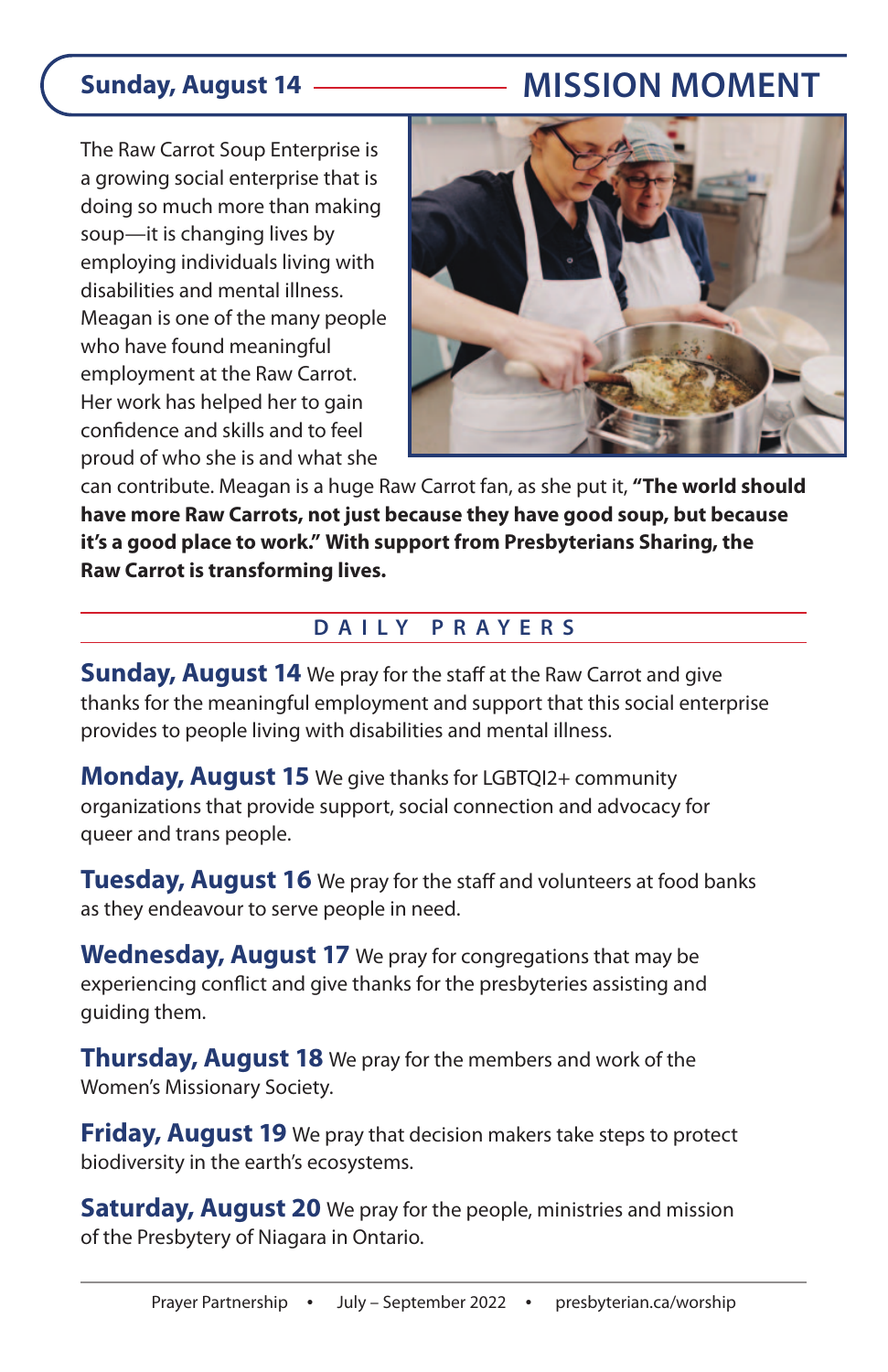## Sunday, August 14 — MISSION MOMENT

The Raw Carrot Soup Enterprise is a growing social enterprise that is doing so much more than making soup—it is changing lives by employing individuals living with disabilities and mental illness. Meagan is one of the many people who have found meaningful employment at the Raw Carrot. Her work has helped her to gain confidence and skills and to feel proud of who she is and what she can contribute. Meagan is a huge Raw Carrot fan, as she put it, **"The world should have more Raw Carrots, not just because they have good soup, but because it's a good place to work." With support from Presbyterians Sharing, the Raw Carrot is transforming lives.**

## DAILY PRAYERS

**Sunday, August 14** We pray for the staff at the Raw Carrot and give thanks for the meaningful employment and support that this social enterprise provides to people living with disabilities and mental illness.

**Monday, August 15** We give thanks for LGBTQI2+ community organizations that provide support, social connection and advocacy for queer and trans people.

**Tuesday, August 16** We pray for the staff and volunteers at food banks as they endeavour to serve people in need.

**Wednesday, August 17** We pray for congregations that may be experiencing conflict and give thanks for the presbyteries assisting and guiding them.

**Thursday, August 18** We pray for the members and work of the Women's Missionary Society.

**Friday, August 19** We pray that decision makers take steps to protect biodiversity in the earth's ecosystems.

**Saturday, August 20** We pray for the people, ministries and mission of the Presbytery of Niagara in Ontario.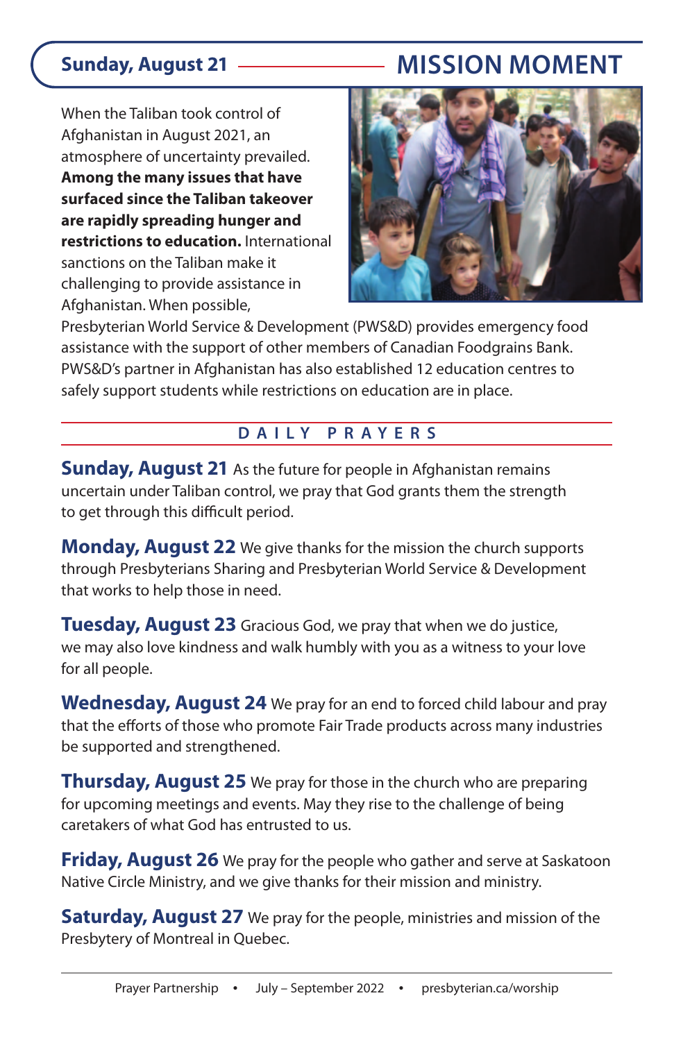## Sunday, August 21 — MISSION MOMENT

When the Taliban took control of Afghanistan in August 2021, an atmosphere of uncertainty prevailed. **Among the many issues that have surfaced since the Taliban takeover are rapidly spreading hunger and restrictions to education.** International sanctions on the Taliban make it challenging to provide assistance in Afghanistan. When possible, Presbyterian World Service & Development (PWS&D) provides emergency food assistance with the support of other members of Canadian Foodgrains Bank. PWS&D's partner in Afghanistan has also established 12 education centres to safely support students while restrictions on education are in place.

### DAILY PRAYERS

**Sunday, August 21** As the future for people in Afghanistan remains uncertain under Taliban control, we pray that God grants them the strength to get through this difficult period.

**Monday, August 22** We give thanks for the mission the church supports through Presbyterians Sharing and Presbyterian World Service & Development that works to help those in need.

**Tuesday, August 23** Gracious God, we pray that when we do justice, we may also love kindness and walk humbly with you as a witness to your love for all people.

**Wednesday, August 24** We pray for an end to forced child labour and pray that the efforts of those who promote Fair Trade products across many industries be supported and strengthened.

**Thursday, August 25** We pray for those in the church who are preparing for upcoming meetings and events. May they rise to the challenge of being caretakers of what God has entrusted to us.

**Friday, August 26** We pray for the people who gather and serve at Saskatoon Native Circle Ministry, and we give thanks for their mission and ministry.

**Saturday, August 27** We pray for the people, ministries and mission of the Presbytery of Montreal in Quebec.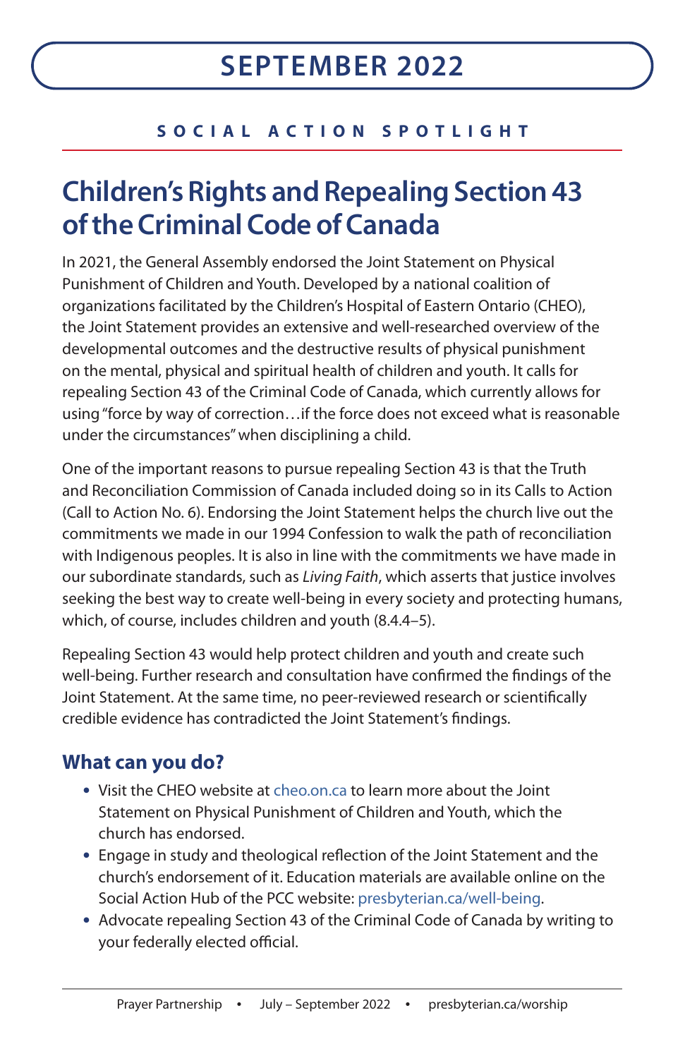# SEPTEMBER 2022

**SOCIAL ACTION SPOTLIGHT**

## Children's Rights and Repealing Section 43 of the Criminal Code of Canada

In 2021, the General Assembly endorsed the Joint Statement on Physical Punishment of Children and Youth. Developed by a national coalition of organizations facilitated by the Children's Hospital of Eastern Ontario (CHEO), the Joint Statement provides an extensive and well-researched overview of the developmental outcomes and the destructive results of physical punishment on the mental, physical and spiritual health of children and youth. It calls for repealing Section 43 of the Criminal Code of Canada, which currently allows for using "force by way of correction…if the force does not exceed what is reasonable under the circumstances" when disciplining a child.

One of the important reasons to pursue repealing Section 43 is that the Truth and Reconciliation Commission of Canada included doing so in its Calls to Action (Call to Action No. 6). Endorsing the Joint Statement helps the church live out the commitments we made in our 1994 Confession to walk the path of reconciliation with Indigenous peoples. It is also in line with the commitments we have made in our subordinate standards, such as *Living Faith*, which asserts that justice involves seeking the best way to create well-being in every society and protecting humans, which, of course, includes children and youth (8.4.4–5).

Repealing Section 43 would help protect children and youth and create such well-being. Further research and consultation have confirmed the findings of the Joint Statement. At the same time, no peer-reviewed research or scientifically credible evidence has contradicted the Joint Statement's findings.

### What can you do?

- Visit the CHEO website at cheo.on.ca to learn more about the Joint Statement on Physical Punishment of Children and Youth, which the church has endorsed.
- Engage in study and theological reflection of the Joint Statement and the church's endorsement of it. Education materials are available online on the Social Action Hub of the PCC website: presbyterian.ca/well-being.
- Advocate repealing Section 43 of the Criminal Code of Canada by writing to your federally elected official.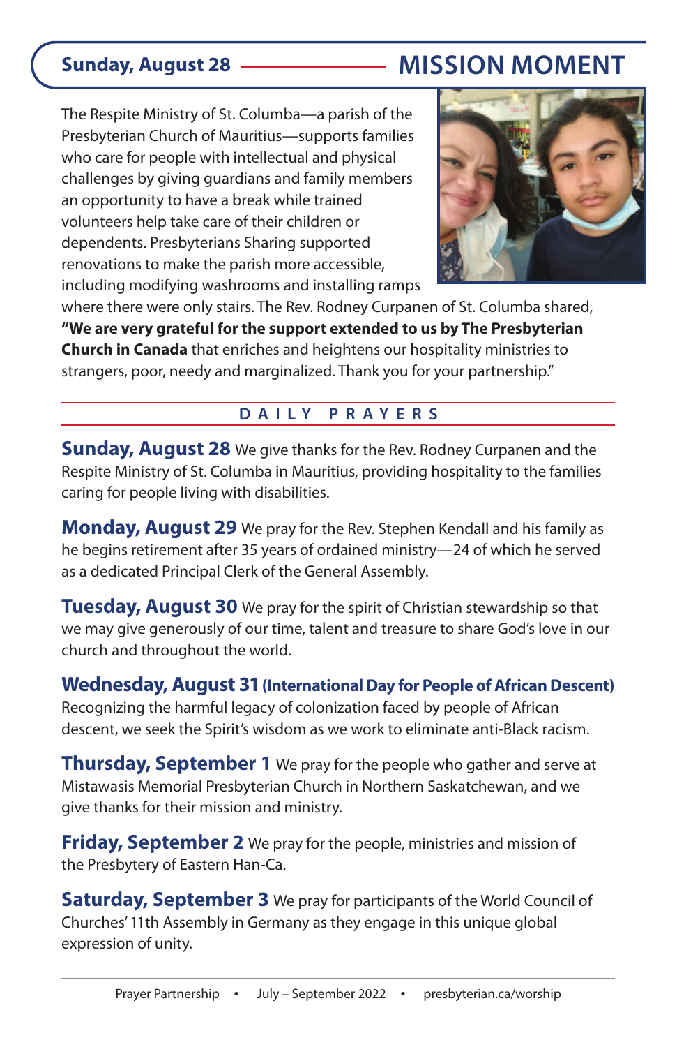## Sunday, August 28 — MISSION MOMENT

The Respite Ministry of St. Columba—a parish of the Presbyterian Church of Mauritius—supports families who care for people with intellectual and physical challenges by giving guardians and family members an opportunity to have a break while trained volunteers help take care of their children or dependents. Presbyterians Sharing supported renovations to make the parish more accessible, including modifying washrooms and installing ramps where there were only stairs. The Rev. Rodney Curpanen of St. Columba shared, **"We are very grateful for the support extended to us by The Presbyterian Church in Canada** that enriches and heightens our hospitality ministries to strangers, poor, needy and marginalized. Thank you for your partnership."

## DAILY PRAYERS

**Sunday, August 28** We give thanks for the Rev. Rodney Curpanen and the Respite Ministry of St. Columba in Mauritius, providing hospitality to the families caring for people living with disabilities.

**Monday, August 29** We pray for the Rev. Stephen Kendall and his family as he begins retirement after 35 years of ordained ministry—24 of which he served as a dedicated Principal Clerk of the General Assembly.

**Tuesday, August 30** We pray for the spirit of Christian stewardship so that we may give generously of our time, talent and treasure to share God's love in our church and throughout the world.

**Wednesday, August 31 (International Day for People of African Descent)** Recognizing the harmful legacy of colonization faced by people of African descent, we seek the Spirit's wisdom as we work to eliminate anti-Black racism.

**Thursday, September 1** We pray for the people who gather and serve at Mistawasis Memorial Presbyterian Church in Northern Saskatchewan, and we give thanks for their mission and ministry.

**Friday, September 2** We pray for the people, ministries and mission of the Presbytery of Eastern Han-Ca.

**Saturday, September 3** We pray for participants of the World Council of Churches' 11th Assembly in Germany as they engage in this unique global expression of unity.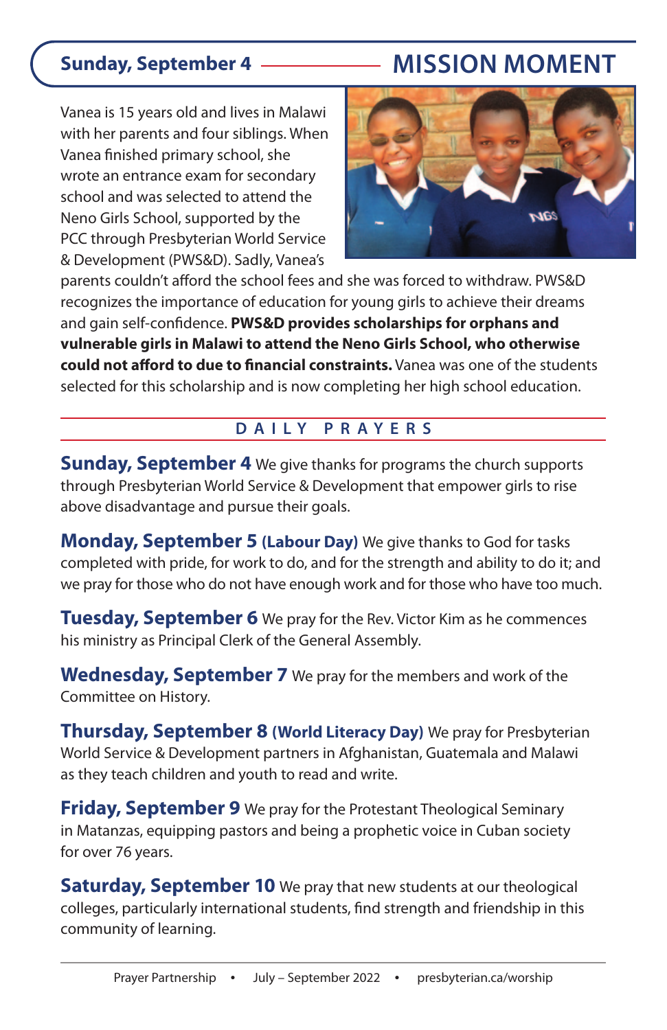## Sunday, September 4 — MISSION MOMENT

Vanea is 15 years old and lives in Malawi with her parents and four siblings. When Vanea finished primary school, she wrote an entrance exam for secondary school and was selected to attend the Neno Girls School, supported by the PCC through Presbyterian World Service & Development (PWS&D). Sadly, Vanea's parents couldn't afford the school fees and she was forced to withdraw. PWS&D recognizes the importance of education for young girls to achieve their dreams and gain self-confidence. **PWS&D provides scholarships for orphans and vulnerable girls in Malawi to attend the Neno Girls School, who otherwise could not afford to due to financial constraints.** Vanea was one of the students selected for this scholarship and is now completing her high school education.

## DAILY PRAYERS

**Sunday, September 4** We give thanks for programs the church supports through Presbyterian World Service & Development that empower girls to rise above disadvantage and pursue their goals.

**Monday, September 5 (Labour Day)** We give thanks to God for tasks completed with pride, for work to do, and for the strength and ability to do it; and we pray for those who do not have enough work and for those who have too much.

**Tuesday, September 6** We pray for the Rev. Victor Kim as he commences his ministry as Principal Clerk of the General Assembly.

**Wednesday, September 7** We pray for the members and work of the Committee on History.

**Thursday, September 8 (World Literacy Day)** We pray for Presbyterian World Service & Development partners in Afghanistan, Guatemala and Malawi as they teach children and youth to read and write.

**Friday, September 9** We pray for the Protestant Theological Seminary in Matanzas, equipping pastors and being a prophetic voice in Cuban society for over 76 years.

**Saturday, September 10** We pray that new students at our theological colleges, particularly international students, find strength and friendship in this community of learning.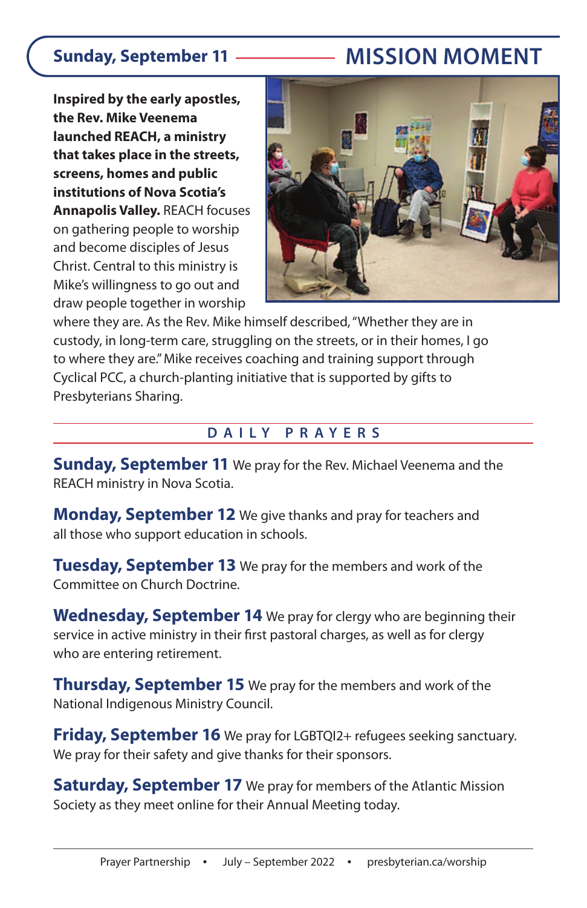## Sunday, September 11 — MISSION MOMENT

**Inspired by the early apostles, the Rev. Mike Veenema launched REACH, a ministry that takes place in the streets, screens, homes and public institutions of Nova Scotia's Annapolis Valley.** REACH focuses on gathering people to worship and become disciples of Jesus Christ. Central to this ministry is Mike's willingness to go out and draw people together in worship where they are. As the Rev. Mike himself described, "Whether they are in custody, in long-term care, struggling on the streets, or in their homes, I go to where they are." Mike receives coaching and training support through Cyclical PCC, a church-planting initiative that is supported by gifts to Presbyterians Sharing.

## DAILY PRAYERS

**Sunday, September 11** We pray for the Rev. Michael Veenema and the REACH ministry in Nova Scotia.

**Monday, September 12** We give thanks and pray for teachers and all those who support education in schools.

**Tuesday, September 13** We pray for the members and work of the Committee on Church Doctrine.

**Wednesday, September 14** We pray for clergy who are beginning their service in active ministry in their first pastoral charges, as well as for clergy who are entering retirement.

**Thursday, September 15** We pray for the members and work of the National Indigenous Ministry Council.

**Friday, September 16** We pray for LGBTQI2+ refugees seeking sanctuary. We pray for their safety and give thanks for their sponsors.

**Saturday, September 17** We pray for members of the Atlantic Mission Society as they meet online for their Annual Meeting today.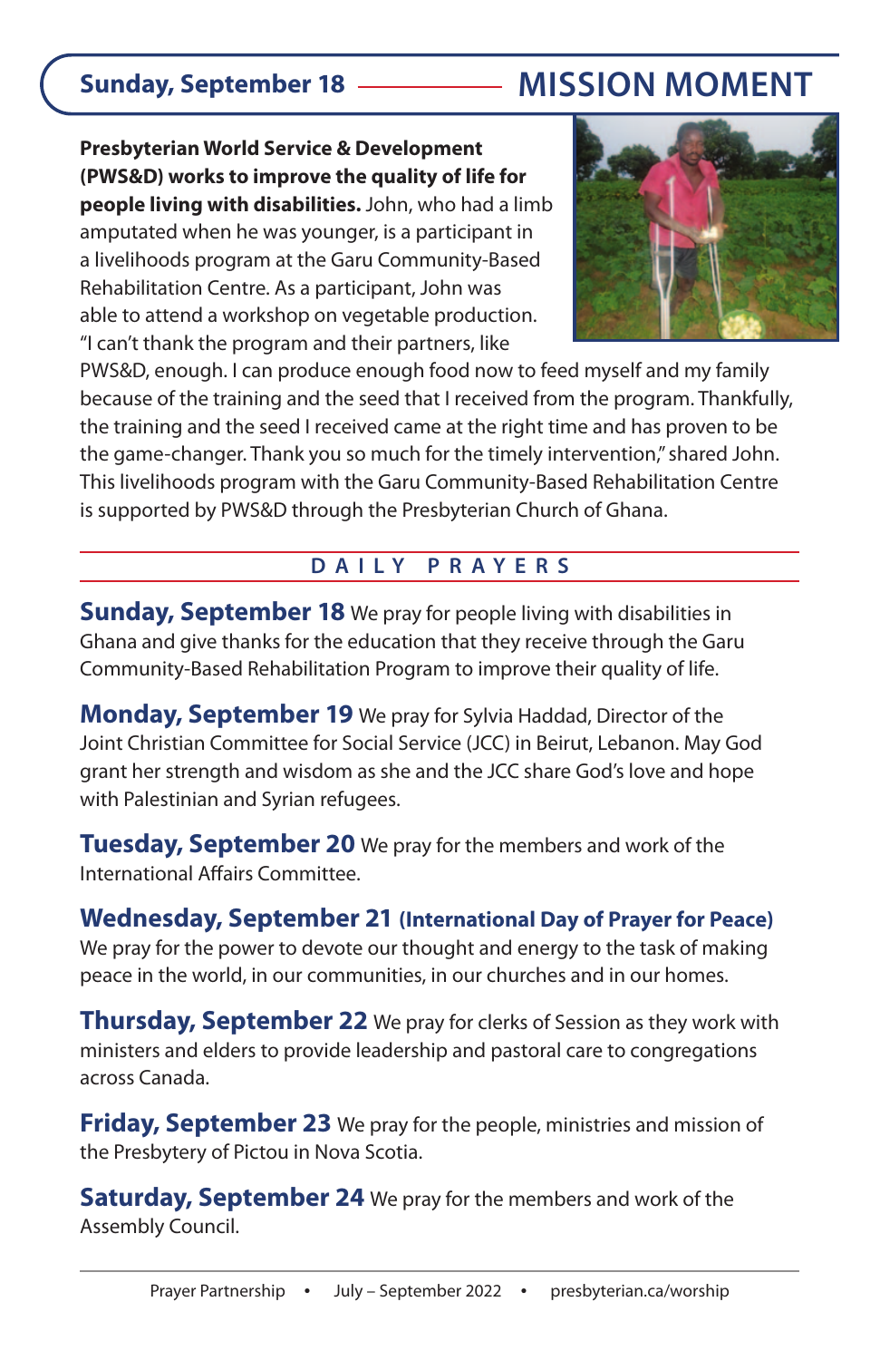## Sunday, September 18 — MISSION MOMENT

**Presbyterian World Service & Development (PWS&D) works to improve the quality of life for people living with disabilities.** John, who had a limb amputated when he was younger, is a participant in a livelihoods program at the Garu Community-Based Rehabilitation Centre. As a participant, John was able to attend a workshop on vegetable production. "I can't thank the program and their partners, like PWS&D, enough. I can produce enough food now to feed myself and my family because of the training and the seed that I received from the program. Thankfully, the training and the seed I received came at the right time and has proven to be the game-changer. Thank you so much for the timely intervention," shared John. This livelihoods program with the Garu Community-Based Rehabilitation Centre is supported by PWS&D through the Presbyterian Church of Ghana.

## DAILY PRAYERS

**Sunday, September 18** We pray for people living with disabilities in Ghana and give thanks for the education that they receive through the Garu Community-Based Rehabilitation Program to improve their quality of life.

**Monday, September 19** We pray for Sylvia Haddad, Director of the Joint Christian Committee for Social Service (JCC) in Beirut, Lebanon. May God grant her strength and wisdom as she and the JCC share God's love and hope with Palestinian and Syrian refugees.

**Tuesday, September 20** We pray for the members and work of the International Affairs Committee.

**Wednesday, September 21 (International Day of Prayer for Peace)**
We pray for the power to devote our thought and energy to the task of making peace in the world, in our communities, in our churches and in our homes.

**Thursday, September 22** We pray for clerks of Session as they work with ministers and elders to provide leadership and pastoral care to congregations across Canada.

**Friday, September 23** We pray for the people, ministries and mission of the Presbytery of Pictou in Nova Scotia.

**Saturday, September 24** We pray for the members and work of the Assembly Council.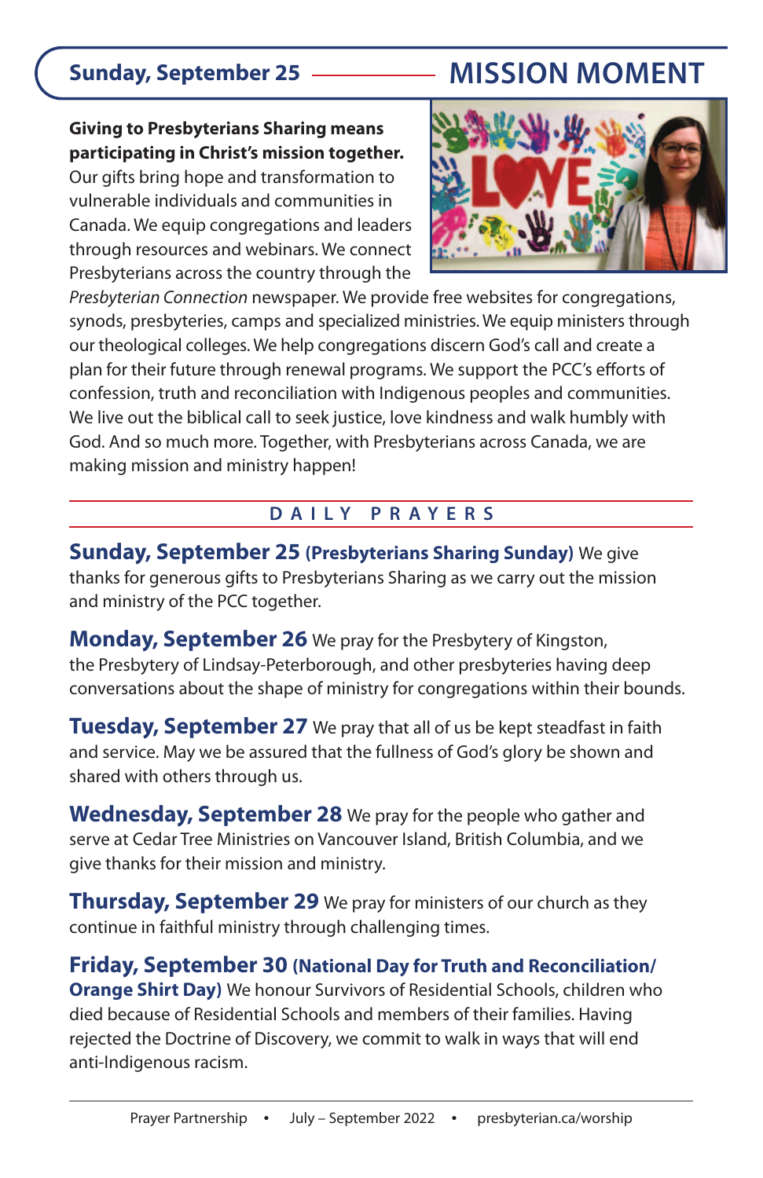## Sunday, September 25 — MISSION MOMENT

**Giving to Presbyterians Sharing means participating in Christ's mission together.** Our gifts bring hope and transformation to vulnerable individuals and communities in Canada. We equip congregations and leaders through resources and webinars. We connect Presbyterians across the country through the *Presbyterian Connection* newspaper. We provide free websites for congregations, synods, presbyteries, camps and specialized ministries. We equip ministers through our theological colleges. We help congregations discern God's call and create a plan for their future through renewal programs. We support the PCC's efforts of confession, truth and reconciliation with Indigenous peoples and communities. We live out the biblical call to seek justice, love kindness and walk humbly with God. And so much more. Together, with Presbyterians across Canada, we are making mission and ministry happen!

## DAILY PRAYERS

**Sunday, September 25 (Presbyterians Sharing Sunday)** We give thanks for generous gifts to Presbyterians Sharing as we carry out the mission and ministry of the PCC together.

**Monday, September 26** We pray for the Presbytery of Kingston, the Presbytery of Lindsay-Peterborough, and other presbyteries having deep conversations about the shape of ministry for congregations within their bounds.

**Tuesday, September 27** We pray that all of us be kept steadfast in faith and service. May we be assured that the fullness of God's glory be shown and shared with others through us.

**Wednesday, September 28** We pray for the people who gather and serve at Cedar Tree Ministries on Vancouver Island, British Columbia, and we give thanks for their mission and ministry.

**Thursday, September 29** We pray for ministers of our church as they continue in faithful ministry through challenging times.

**Friday, September 30 (National Day for Truth and Reconciliation/ Orange Shirt Day)** We honour Survivors of Residential Schools, children who died because of Residential Schools and members of their families. Having rejected the Doctrine of Discovery, we commit to walk in ways that will end anti-Indigenous racism.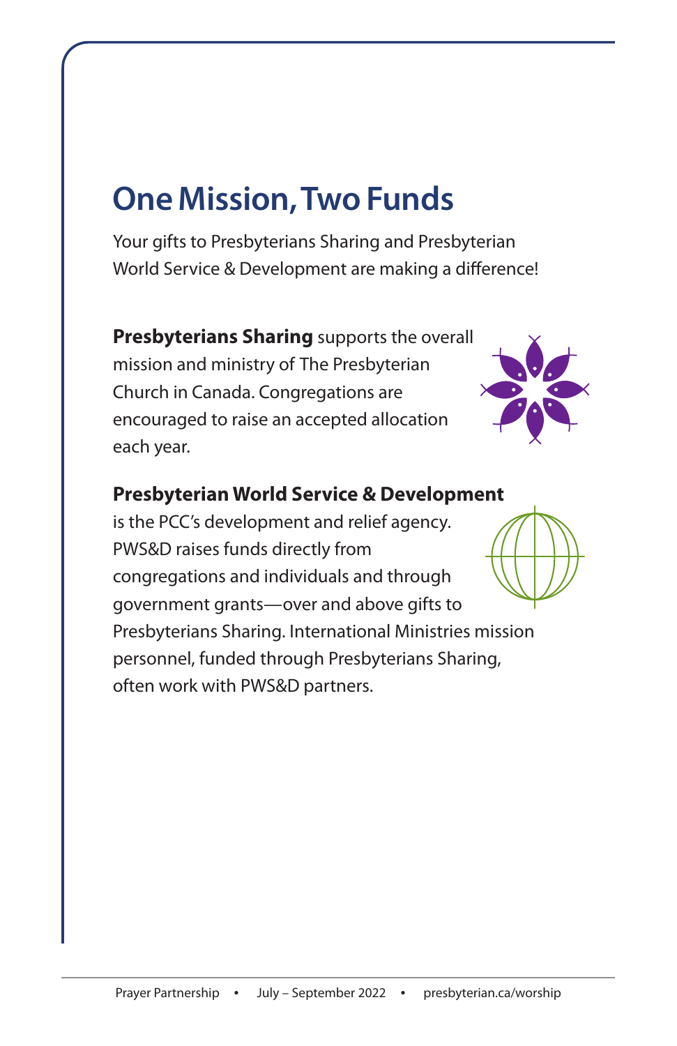# One Mission, Two Funds

Your gifts to Presbyterians Sharing and Presbyterian World Service & Development are making a difference!

**Presbyterians Sharing** supports the overall mission and ministry of The Presbyterian Church in Canada. Congregations are encouraged to raise an accepted allocation each year.

**Presbyterian World Service & Development** is the PCC's development and relief agency. PWS&D raises funds directly from congregations and individuals and through government grants—over and above gifts to Presbyterians Sharing. International Ministries mission personnel, funded through Presbyterians Sharing, often work with PWS&D partners.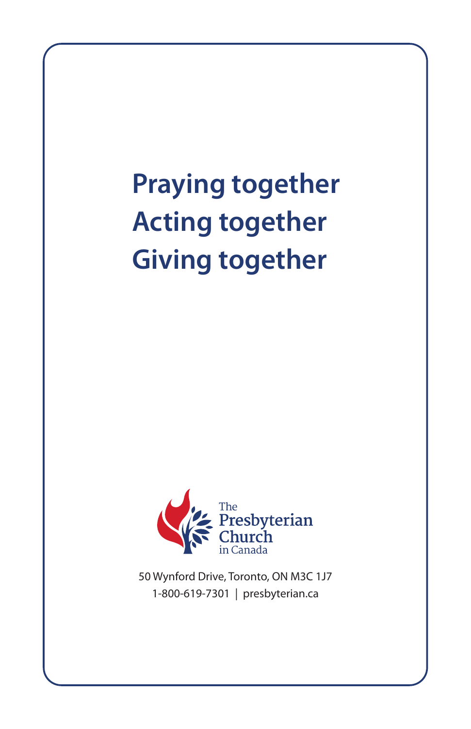**Praying together**
**Acting together**
**Giving together**

The Presbyterian Church in Canada

50 Wynford Drive, Toronto, ON M3C 1J7
1-800-619-7301 | presbyterian.ca